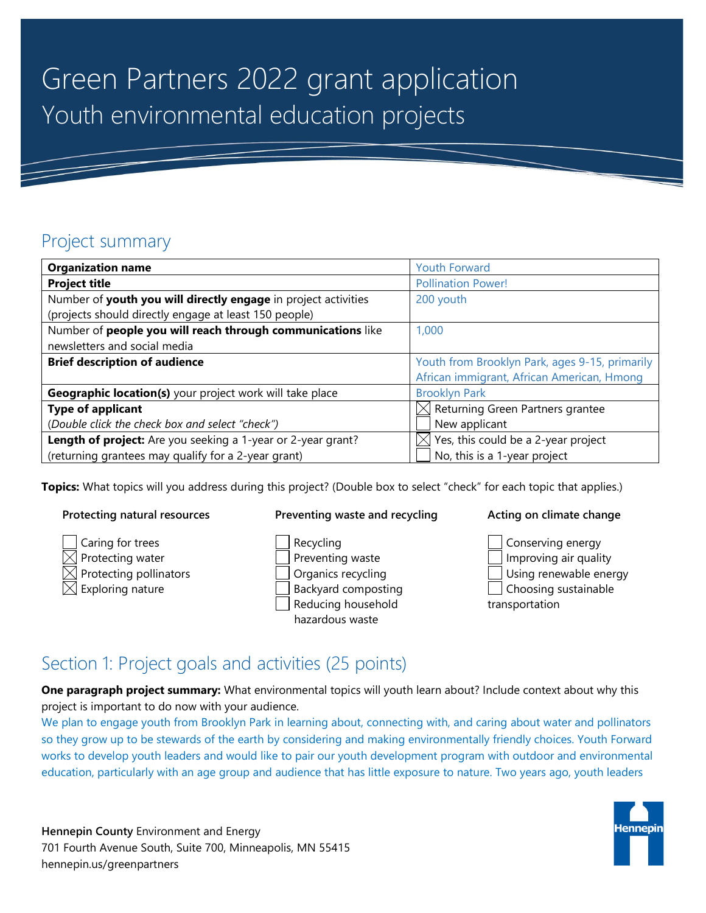# Green Partners 2022 grant application

## Youth environmental education projects

## Project summary

| Organization name | Youth Forward |
|---|---|
| **Project title** | Pollination Power! |
| Number of **youth you will directly engage** in project activities (projects should directly engage at least 150 people) | 200 youth |
| Number of **people you will reach through communications** like newsletters and social media | 1,000 |
| **Brief description of audience** | Youth from Brooklyn Park, ages 9-15, primarily African immigrant, African American, Hmong |
| **Geographic location(s)** your project work will take place | Brooklyn Park |
| **Type of applicant** (*Double click the check box and select "check"*) | ☒ Returning Green Partners grantee ☐ New applicant |
| **Length of project:** Are you seeking a 1-year or 2-year grant? (returning grantees may qualify for a 2-year grant) | ☒ Yes, this could be a 2-year project ☐ No, this is a 1-year project |

**Topics:** What topics will you address during this project? (Double box to select "check" for each topic that applies.)

**Protecting natural resources**

- ☐ Caring for trees
- ☒ Protecting water
- ☒ Protecting pollinators
- ☒ Exploring nature

**Preventing waste and recycling**

- ☐ Recycling
- ☐ Preventing waste
- ☐ Organics recycling
- ☐ Backyard composting
- ☐ Reducing household hazardous waste

**Acting on climate change**

- ☐ Conserving energy
- ☐ Improving air quality
- ☐ Using renewable energy
- ☐ Choosing sustainable transportation

## Section 1: Project goals and activities (25 points)

**One paragraph project summary:** What environmental topics will youth learn about? Include context about why this project is important to do now with your audience.

We plan to engage youth from Brooklyn Park in learning about, connecting with, and caring about water and pollinators so they grow up to be stewards of the earth by considering and making environmentally friendly choices. Youth Forward works to develop youth leaders and would like to pair our youth development program with outdoor and environmental education, particularly with an age group and audience that has little exposure to nature. Two years ago, youth leaders

Hennepin County Environment and Energy
701 Fourth Avenue South, Suite 700, Minneapolis, MN 55415
hennepin.us/greenpartners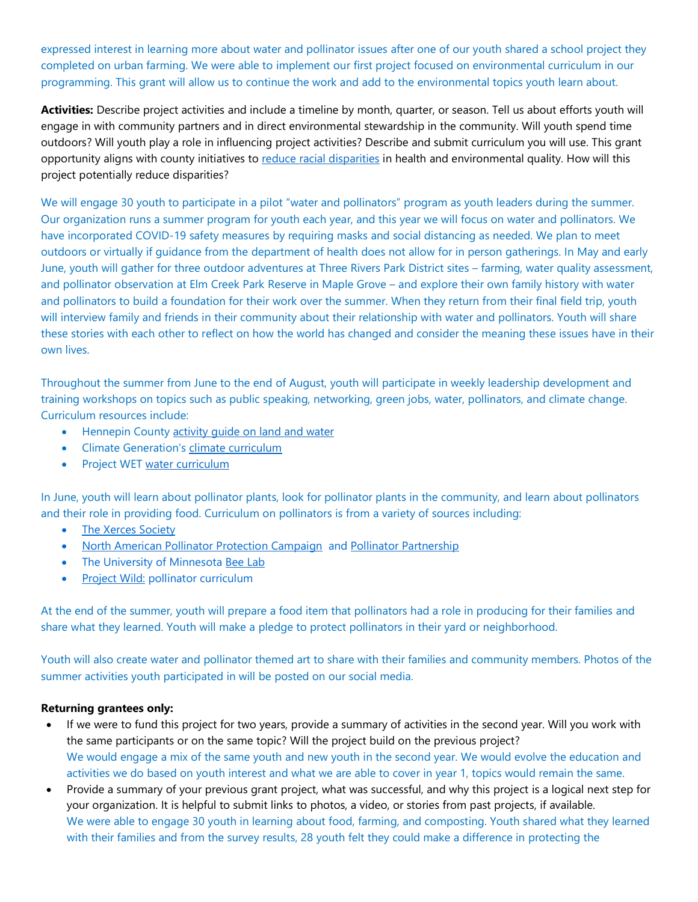expressed interest in learning more about water and pollinator issues after one of our youth shared a school project they completed on urban farming. We were able to implement our first project focused on environmental curriculum in our programming. This grant will allow us to continue the work and add to the environmental topics youth learn about.

**Activities:** Describe project activities and include a timeline by month, quarter, or season. Tell us about efforts youth will engage in with community partners and in direct environmental stewardship in the community. Will youth spend time outdoors? Will youth play a role in influencing project activities? Describe and submit curriculum you will use. This grant opportunity aligns with county initiatives to reduce racial disparities in health and environmental quality. How will this project potentially reduce disparities?

We will engage 30 youth to participate in a pilot "water and pollinators" program as youth leaders during the summer. Our organization runs a summer program for youth each year, and this year we will focus on water and pollinators. We have incorporated COVID-19 safety measures by requiring masks and social distancing as needed. We plan to meet outdoors or virtually if guidance from the department of health does not allow for in person gatherings. In May and early June, youth will gather for three outdoor adventures at Three Rivers Park District sites – farming, water quality assessment, and pollinator observation at Elm Creek Park Reserve in Maple Grove – and explore their own family history with water and pollinators to build a foundation for their work over the summer. When they return from their final field trip, youth will interview family and friends in their community about their relationship with water and pollinators. Youth will share these stories with each other to reflect on how the world has changed and consider the meaning these issues have in their own lives.

Throughout the summer from June to the end of August, youth will participate in weekly leadership development and training workshops on topics such as public speaking, networking, green jobs, water, pollinators, and climate change. Curriculum resources include:

- Hennepin County activity guide on land and water
- Climate Generation's climate curriculum
- Project WET water curriculum

In June, youth will learn about pollinator plants, look for pollinator plants in the community, and learn about pollinators and their role in providing food. Curriculum on pollinators is from a variety of sources including:

- The Xerces Society
- North American Pollinator Protection Campaign and Pollinator Partnership
- The University of Minnesota Bee Lab
- Project Wild: pollinator curriculum

At the end of the summer, youth will prepare a food item that pollinators had a role in producing for their families and share what they learned. Youth will make a pledge to protect pollinators in their yard or neighborhood.

Youth will also create water and pollinator themed art to share with their families and community members. Photos of the summer activities youth participated in will be posted on our social media.

**Returning grantees only:**

- If we were to fund this project for two years, provide a summary of activities in the second year. Will you work with the same participants or on the same topic? Will the project build on the previous project?
  We would engage a mix of the same youth and new youth in the second year. We would evolve the education and activities we do based on youth interest and what we are able to cover in year 1, topics would remain the same.
- Provide a summary of your previous grant project, what was successful, and why this project is a logical next step for your organization. It is helpful to submit links to photos, a video, or stories from past projects, if available.
  We were able to engage 30 youth in learning about food, farming, and composting. Youth shared what they learned with their families and from the survey results, 28 youth felt they could make a difference in protecting the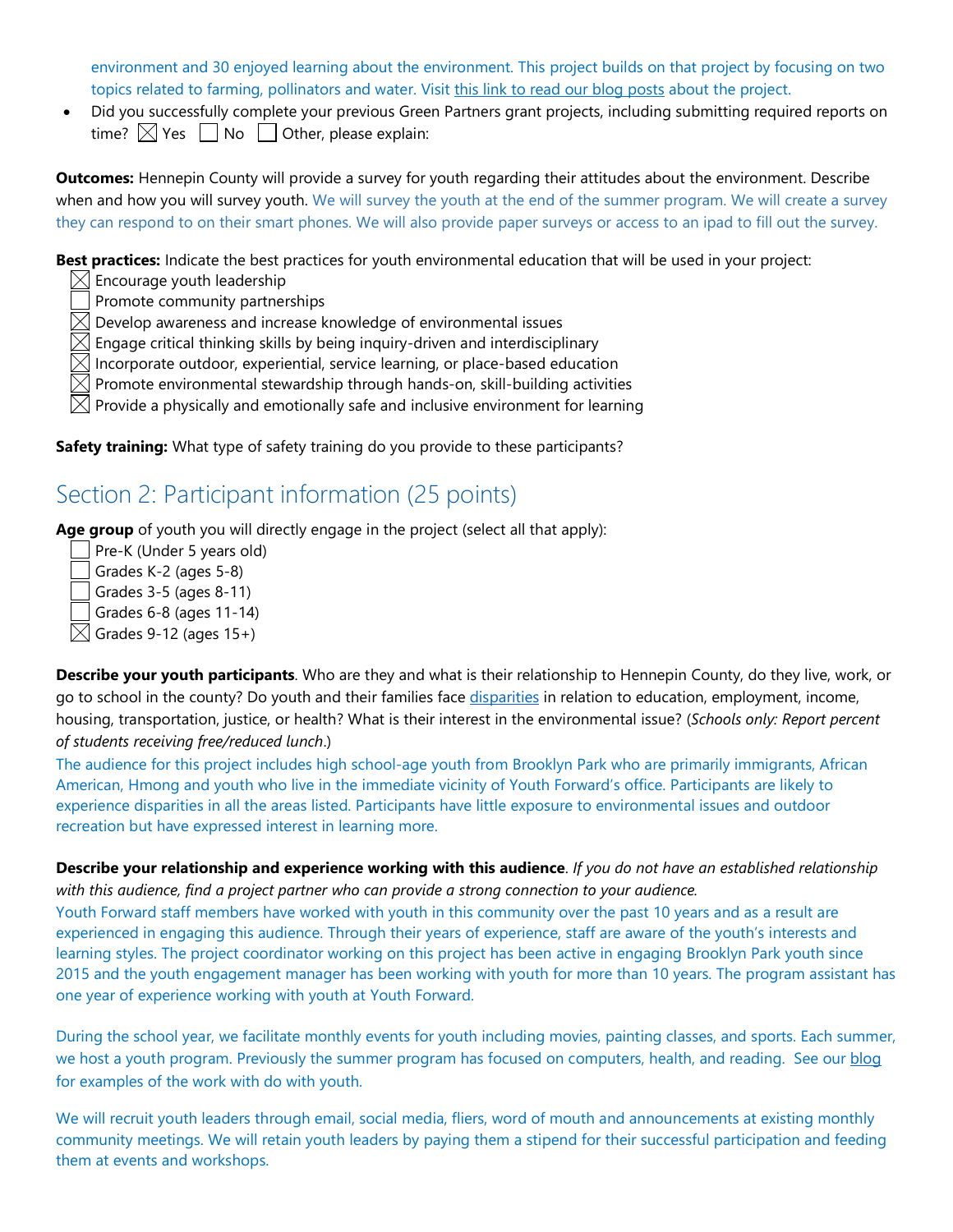environment and 30 enjoyed learning about the environment. This project builds on that project by focusing on two topics related to farming, pollinators and water. Visit this link to read our blog posts about the project.

- Did you successfully complete your previous Green Partners grant projects, including submitting required reports on time? ☒ Yes ☐ No ☐ Other, please explain:

**Outcomes:** Hennepin County will provide a survey for youth regarding their attitudes about the environment. Describe when and how you will survey youth. We will survey the youth at the end of the summer program. We will create a survey they can respond to on their smart phones. We will also provide paper surveys or access to an ipad to fill out the survey.

**Best practices:** Indicate the best practices for youth environmental education that will be used in your project:

☒ Encourage youth leadership
☐ Promote community partnerships
☒ Develop awareness and increase knowledge of environmental issues
☒ Engage critical thinking skills by being inquiry-driven and interdisciplinary
☒ Incorporate outdoor, experiential, service learning, or place-based education
☒ Promote environmental stewardship through hands-on, skill-building activities
☒ Provide a physically and emotionally safe and inclusive environment for learning

**Safety training:** What type of safety training do you provide to these participants?

## Section 2: Participant information (25 points)

**Age group** of youth you will directly engage in the project (select all that apply):

☐ Pre-K (Under 5 years old)
☐ Grades K-2 (ages 5-8)
☐ Grades 3-5 (ages 8-11)
☐ Grades 6-8 (ages 11-14)
☒ Grades 9-12 (ages 15+)

**Describe your youth participants**. Who are they and what is their relationship to Hennepin County, do they live, work, or go to school in the county? Do youth and their families face disparities in relation to education, employment, income, housing, transportation, justice, or health? What is their interest in the environmental issue? (*Schools only: Report percent of students receiving free/reduced lunch*.)

The audience for this project includes high school-age youth from Brooklyn Park who are primarily immigrants, African American, Hmong and youth who live in the immediate vicinity of Youth Forward's office. Participants are likely to experience disparities in all the areas listed. Participants have little exposure to environmental issues and outdoor recreation but have expressed interest in learning more.

**Describe your relationship and experience working with this audience**. *If you do not have an established relationship with this audience, find a project partner who can provide a strong connection to your audience.*

Youth Forward staff members have worked with youth in this community over the past 10 years and as a result are experienced in engaging this audience. Through their years of experience, staff are aware of the youth's interests and learning styles. The project coordinator working on this project has been active in engaging Brooklyn Park youth since 2015 and the youth engagement manager has been working with youth for more than 10 years. The program assistant has one year of experience working with youth at Youth Forward.

During the school year, we facilitate monthly events for youth including movies, painting classes, and sports. Each summer, we host a youth program. Previously the summer program has focused on computers, health, and reading. See our blog for examples of the work with do with youth.

We will recruit youth leaders through email, social media, fliers, word of mouth and announcements at existing monthly community meetings. We will retain youth leaders by paying them a stipend for their successful participation and feeding them at events and workshops.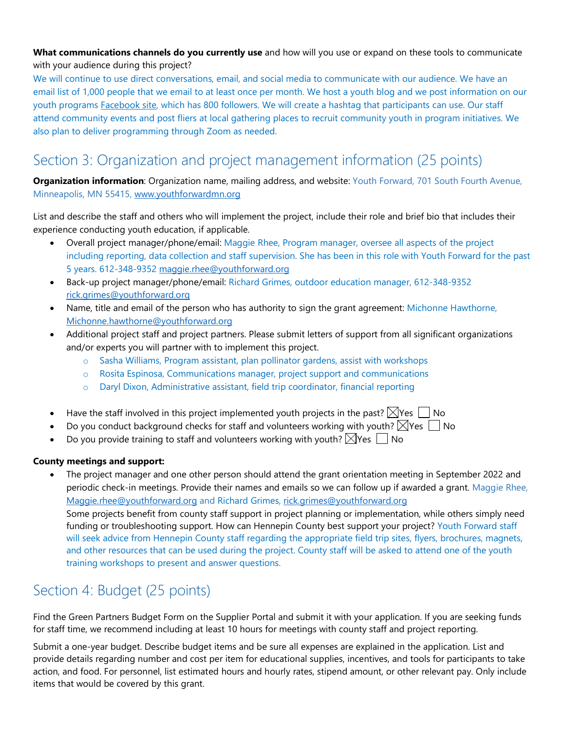**What communications channels do you currently use** and how will you use or expand on these tools to communicate with your audience during this project?
We will continue to use direct conversations, email, and social media to communicate with our audience. We have an email list of 1,000 people that we email to at least once per month. We host a youth blog and we post information on our youth programs Facebook site, which has 800 followers. We will create a hashtag that participants can use. Our staff attend community events and post fliers at local gathering places to recruit community youth in program initiatives. We also plan to deliver programming through Zoom as needed.

## Section 3: Organization and project management information (25 points)

**Organization information**: Organization name, mailing address, and website: Youth Forward, 701 South Fourth Avenue, Minneapolis, MN 55415, www.youthforwardmn.org

List and describe the staff and others who will implement the project, include their role and brief bio that includes their experience conducting youth education, if applicable.

- Overall project manager/phone/email: Maggie Rhee, Program manager, oversee all aspects of the project including reporting, data collection and staff supervision. She has been in this role with Youth Forward for the past 5 years. 612-348-9352 maggie.rhee@youthforward.org
- Back-up project manager/phone/email: Richard Grimes, outdoor education manager, 612-348-9352 rick.grimes@youthforward.org
- Name, title and email of the person who has authority to sign the grant agreement: Michonne Hawthorne, Michonne.hawthorne@youthforward.org
- Additional project staff and project partners. Please submit letters of support from all significant organizations and/or experts you will partner with to implement this project.
    - Sasha Williams, Program assistant, plan pollinator gardens, assist with workshops
    - Rosita Espinosa, Communications manager, project support and communications
    - Daryl Dixon, Administrative assistant, field trip coordinator, financial reporting

- Have the staff involved in this project implemented youth projects in the past? ☒Yes ☐ No
- Do you conduct background checks for staff and volunteers working with youth? ☒Yes ☐ No
- Do you provide training to staff and volunteers working with youth? ☒Yes ☐ No

**County meetings and support:**

- The project manager and one other person should attend the grant orientation meeting in September 2022 and periodic check-in meetings. Provide their names and emails so we can follow up if awarded a grant. Maggie Rhee, Maggie.rhee@youthforward.org and Richard Grimes, rick.grimes@youthforward.org
  Some projects benefit from county staff support in project planning or implementation, while others simply need funding or troubleshooting support. How can Hennepin County best support your project? Youth Forward staff will seek advice from Hennepin County staff regarding the appropriate field trip sites, flyers, brochures, magnets, and other resources that can be used during the project. County staff will be asked to attend one of the youth training workshops to present and answer questions.

## Section 4: Budget (25 points)

Find the Green Partners Budget Form on the Supplier Portal and submit it with your application. If you are seeking funds for staff time, we recommend including at least 10 hours for meetings with county staff and project reporting.

Submit a one-year budget. Describe budget items and be sure all expenses are explained in the application. List and provide details regarding number and cost per item for educational supplies, incentives, and tools for participants to take action, and food. For personnel, list estimated hours and hourly rates, stipend amount, or other relevant pay. Only include items that would be covered by this grant.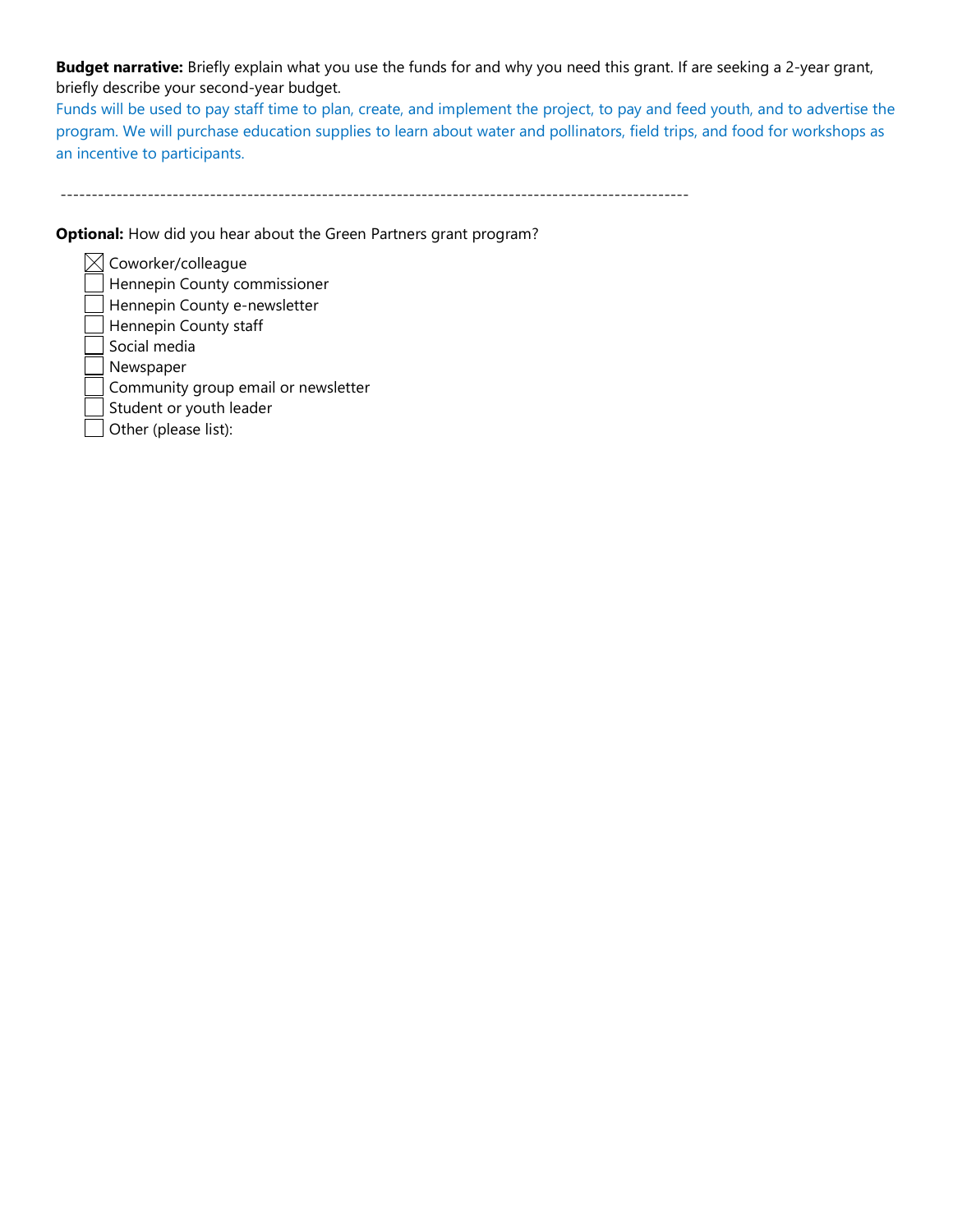**Budget narrative:** Briefly explain what you use the funds for and why you need this grant. If are seeking a 2-year grant, briefly describe your second-year budget.

Funds will be used to pay staff time to plan, create, and implement the project, to pay and feed youth, and to advertise the program. We will purchase education supplies to learn about water and pollinators, field trips, and food for workshops as an incentive to participants.

---

**Optional:** How did you hear about the Green Partners grant program?

- [x] Coworker/colleague
- [ ] Hennepin County commissioner
- [ ] Hennepin County e-newsletter
- [ ] Hennepin County staff
- [ ] Social media
- [ ] Newspaper
- [ ] Community group email or newsletter
- [ ] Student or youth leader
- [ ] Other (please list):